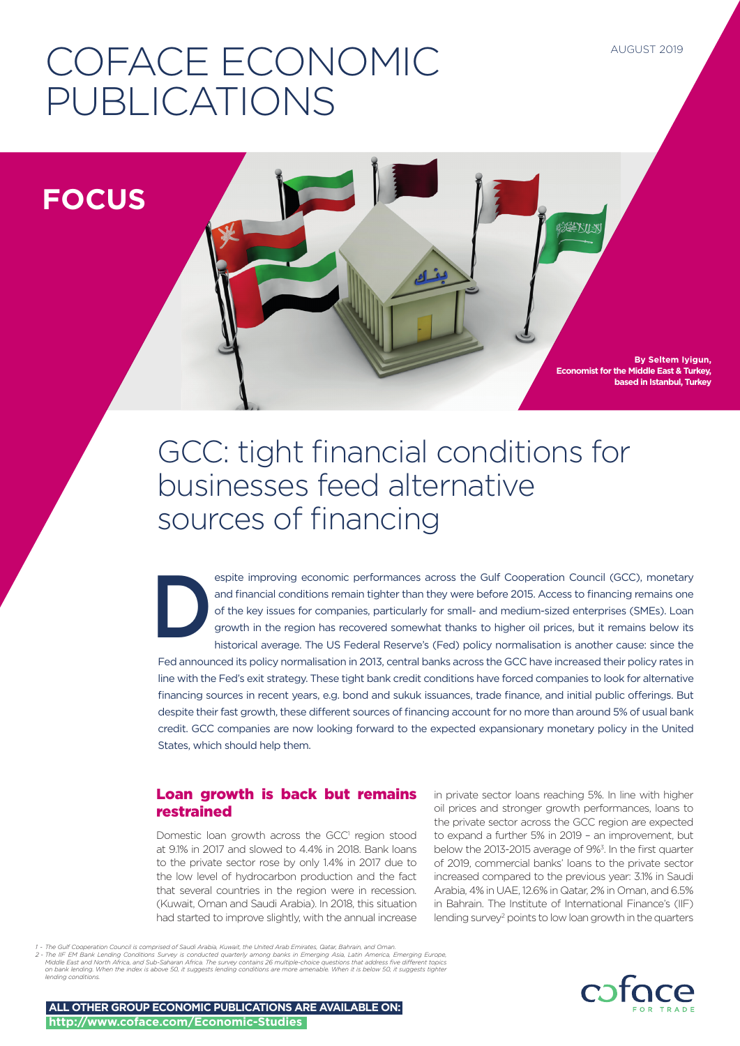# COFACE ECONOMIC PUBLICATIONS

AUGUST 2019

**FOCUS**

**By Seltem Iyigun, Economist for the Middle East & Turkey, based in Istanbul, Turkey**

# GCC: tight financial conditions for businesses feed alternative sources of financing

Despite improving economic performances across the Gulf Cooperation Council (GCC), monetary and financial conditions remain tighter than they were before 2015. Access to financing remains one of the key issues for companies, particularly for small- and medium-sized enterprises (SMEs). Loan growth in the region has recovered somewhat thanks to higher oil prices, but it remains below its historical average. The US Federal Reserve's (Fed) policy normalisation is another cause: since the Fed announced its policy normalisation in 2013, central banks across the GCC have increased their policy rates in line with the Fed's exit strategy. These tight bank credit conditions have forced companies to look for alternative financing sources in recent years, e.g. bond and sukuk issuances, trade finance, and initial public offerings. But despite their fast growth, these different sources of financing account for no more than around 5% of usual bank credit. GCC companies are now looking forward to the expected expansionary monetary policy in the United States, which should help them.

## Loan growth is back but remains restrained

Domestic loan growth across the GCC[1] region stood at 9.1% in 2017 and slowed to 4.4% in 2018. Bank loans to the private sector rose by only 1.4% in 2017 due to the low level of hydrocarbon production and the fact that several countries in the region were in recession. (Kuwait, Oman and Saudi Arabia). In 2018, this situation had started to improve slightly, with the annual increase in private sector loans reaching 5%. In line with higher oil prices and stronger growth performances, loans to the private sector across the GCC region are expected to expand a further 5% in 2019 – an improvement, but below the 2013-2015 average of 9%[3]. In the first quarter of 2019, commercial banks' loans to the private sector increased compared to the previous year: 3.1% in Saudi Arabia, 4% in UAE, 12.6% in Qatar, 2% in Oman, and 6.5% in Bahrain. The Institute of International Finance's (IIF) lending survey[2] points to low loan growth in the quarters

*1 - The Gulf Cooperation Council is comprised of Saudi Arabia, Kuwait, the United Arab Emirates, Qatar, Bahrain, and Oman.*
*2 - The IIF EM Bank Lending Conditions Survey is conducted quarterly among banks in Emerging Asia, Latin America, Emerging Europe, Middle East and North Africa, and Sub-Saharan Africa. The survey contains 26 multiple-choice questions that address five different topics on bank lending. When the index is above 50, it suggests lending conditions are more amenable. When it is below 50, it suggests tighter lending conditions.*

**ALL OTHER GROUP ECONOMIC PUBLICATIONS ARE AVAILABLE ON: http://www.coface.com/Economic-Studies**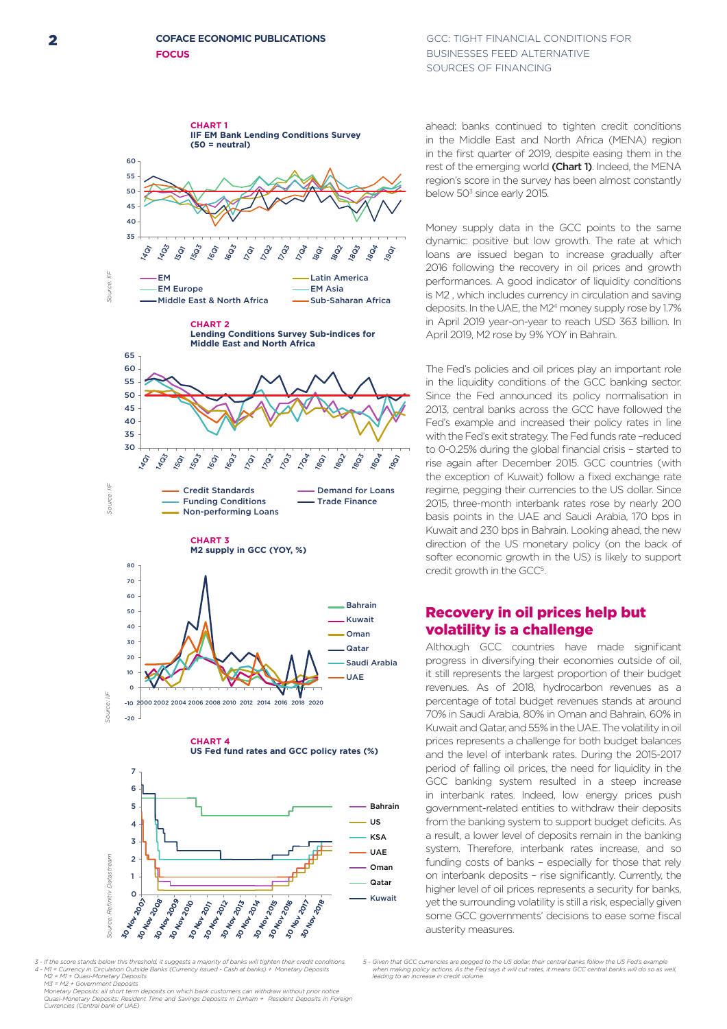**CHART 1**
**IIF EM Bank Lending Conditions Survey (50 = neutral)**

Source: IIF

**CHART 2**
**Lending Conditions Survey Sub-indices for Middle East and North Africa**

Source: IIF

**CHART 3**
**M2 supply in GCC (YOY, %)**

Source: IIF

**CHART 4**
**US Fed fund rates and GCC policy rates (%)**

Source: Refinitiv Datastream

ahead: banks continued to tighten credit conditions in the Middle East and North Africa (MENA) region in the first quarter of 2019, despite easing them in the rest of the emerging world **(Chart 1)**. Indeed, the MENA region's score in the survey has been almost constantly below 50[3] since early 2015.

Money supply data in the GCC points to the same dynamic: positive but low growth. The rate at which loans are issued began to increase gradually after 2016 following the recovery in oil prices and growth performances. A good indicator of liquidity conditions is M2 , which includes currency in circulation and saving deposits. In the UAE, the M2[4] money supply rose by 1.7% in April 2019 year-on-year to reach USD 363 billion. In April 2019, M2 rose by 9% YOY in Bahrain.

The Fed's policies and oil prices play an important role in the liquidity conditions of the GCC banking sector. Since the Fed announced its policy normalisation in 2013, central banks across the GCC have followed the Fed's example and increased their policy rates in line with the Fed's exit strategy. The Fed funds rate –reduced to 0-0.25% during the global financial crisis – started to rise again after December 2015. GCC countries (with the exception of Kuwait) follow a fixed exchange rate regime, pegging their currencies to the US dollar. Since 2015, three-month interbank rates rose by nearly 200 basis points in the UAE and Saudi Arabia, 170 bps in Kuwait and 230 bps in Bahrain. Looking ahead, the new direction of the US monetary policy (on the back of softer economic growth in the US) is likely to support credit growth in the GCC[5].

## Recovery in oil prices help but volatility is a challenge

Although GCC countries have made significant progress in diversifying their economies outside of oil, it still represents the largest proportion of their budget revenues. As of 2018, hydrocarbon revenues as a percentage of total budget revenues stands at around 70% in Saudi Arabia, 80% in Oman and Bahrain, 60% in Kuwait and Qatar, and 55% in the UAE. The volatility in oil prices represents a challenge for both budget balances and the level of interbank rates. During the 2015-2017 period of falling oil prices, the need for liquidity in the GCC banking system resulted in a steep increase in interbank rates. Indeed, low energy prices push government-related entities to withdraw their deposits from the banking system to support budget deficits. As a result, a lower level of deposits remain in the banking system. Therefore, interbank rates increase, and so funding costs of banks – especially for those that rely on interbank deposits – rise significantly. Currently, the higher level of oil prices represents a security for banks, yet the surrounding volatility is still a risk, especially given some GCC governments' decisions to ease some fiscal austerity measures.

---

*3 - If the score stands below this threshold, it suggests a majority of banks will tighten their credit conditions.*
*4 - M1 = Currency in Circulation Outside Banks (Currency Issued - Cash at banks) + Monetary Deposits*
*M2 = M1 + Quasi-Monetary Deposits*
*M3 = M2 + Government Deposits*
*Monetary Deposits: all short term deposits on which bank customers can withdraw without prior notice*
*Quasi-Monetary Deposits: Resident Time and Savings Deposits in Dirham + Resident Deposits in Foreign Currencies (Central bank of UAE)*

*5 - Given that GCC currencies are pegged to the US dollar, their central banks follow the US Fed's example when making policy actions. As the Fed says it will cut rates, it means GCC central banks will do so as well, leading to an increase in credit volume.*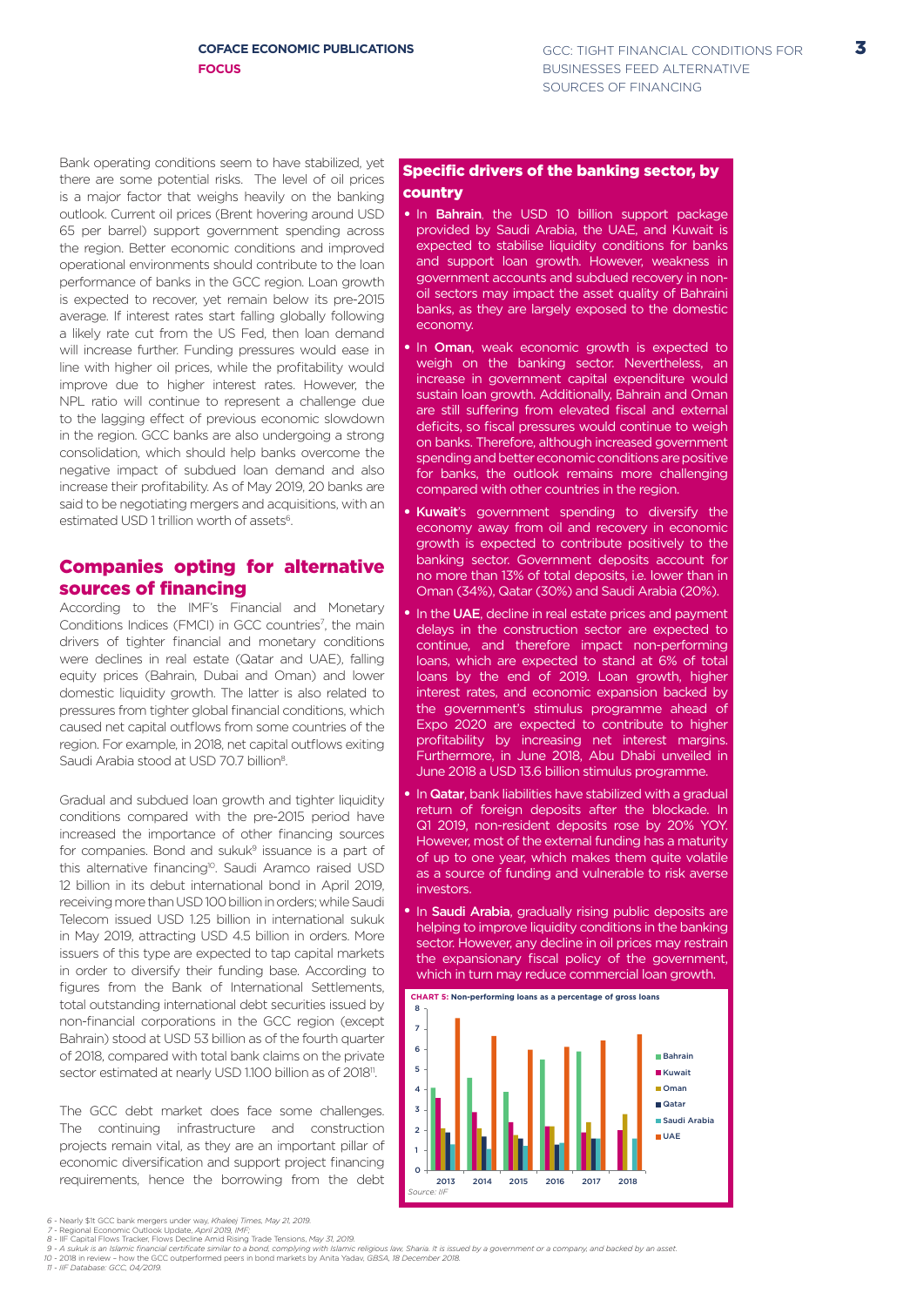Bank operating conditions seem to have stabilized, yet there are some potential risks. The level of oil prices is a major factor that weighs heavily on the banking outlook. Current oil prices (Brent hovering around USD 65 per barrel) support government spending across the region. Better economic conditions and improved operational environments should contribute to the loan performance of banks in the GCC region. Loan growth is expected to recover, yet remain below its pre-2015 average. If interest rates start falling globally following a likely rate cut from the US Fed, then loan demand will increase further. Funding pressures would ease in line with higher oil prices, while the profitability would improve due to higher interest rates. However, the NPL ratio will continue to represent a challenge due to the lagging effect of previous economic slowdown in the region. GCC banks are also undergoing a strong consolidation, which should help banks overcome the negative impact of subdued loan demand and also increase their profitability. As of May 2019, 20 banks are said to be negotiating mergers and acquisitions, with an estimated USD 1 trillion worth of assets[6].

## Companies opting for alternative sources of financing

According to the IMF's Financial and Monetary Conditions Indices (FMCI) in GCC countries[7], the main drivers of tighter financial and monetary conditions were declines in real estate (Qatar and UAE), falling equity prices (Bahrain, Dubai and Oman) and lower domestic liquidity growth. The latter is also related to pressures from tighter global financial conditions, which caused net capital outflows from some countries of the region. For example, in 2018, net capital outflows exiting Saudi Arabia stood at USD 70.7 billion[8].

Gradual and subdued loan growth and tighter liquidity conditions compared with the pre-2015 period have increased the importance of other financing sources for companies. Bond and sukuk[9] issuance is a part of this alternative financing[10]. Saudi Aramco raised USD 12 billion in its debut international bond in April 2019, receiving more than USD 100 billion in orders; while Saudi Telecom issued USD 1.25 billion in international sukuk in May 2019, attracting USD 4.5 billion in orders. More issuers of this type are expected to tap capital markets in order to diversify their funding base. According to figures from the Bank of International Settlements, total outstanding international debt securities issued by non-financial corporations in the GCC region (except Bahrain) stood at USD 53 billion as of the fourth quarter of 2018, compared with total bank claims on the private sector estimated at nearly USD 1.100 billion as of 2018[11].

The GCC debt market does face some challenges. The continuing infrastructure and construction projects remain vital, as they are an important pillar of economic diversification and support project financing requirements, hence the borrowing from the debt

### Specific drivers of the banking sector, by country

- In **Bahrain**, the USD 10 billion support package provided by Saudi Arabia, the UAE, and Kuwait is expected to stabilise liquidity conditions for banks and support loan growth. However, weakness in government accounts and subdued recovery in non-oil sectors may impact the asset quality of Bahraini banks, as they are largely exposed to the domestic economy.
- In **Oman**, weak economic growth is expected to weigh on the banking sector. Nevertheless, an increase in government capital expenditure would sustain loan growth. Additionally, Bahrain and Oman are still suffering from elevated fiscal and external deficits, so fiscal pressures would continue to weigh on banks. Therefore, although increased government spending and better economic conditions are positive for banks, the outlook remains more challenging compared with other countries in the region.
- **Kuwait**'s government spending to diversify the economy away from oil and recovery in economic growth is expected to contribute positively to the banking sector. Government deposits account for no more than 13% of total deposits, i.e. lower than in Oman (34%), Qatar (30%) and Saudi Arabia (20%).
- In the **UAE**, decline in real estate prices and payment delays in the construction sector are expected to continue, and therefore impact non-performing loans, which are expected to stand at 6% of total loans by the end of 2019. Loan growth, higher interest rates, and economic expansion backed by the government's stimulus programme ahead of Expo 2020 are expected to contribute to higher profitability by increasing net interest margins. Furthermore, in June 2018, Abu Dhabi unveiled in June 2018 a USD 13.6 billion stimulus programme.
- In **Qatar**, bank liabilities have stabilized with a gradual return of foreign deposits after the blockade. In Q1 2019, non-resident deposits rose by 20% YOY. However, most of the external funding has a maturity of up to one year, which makes them quite volatile as a source of funding and vulnerable to risk averse investors.
- In **Saudi Arabia**, gradually rising public deposits are helping to improve liquidity conditions in the banking sector. However, any decline in oil prices may restrain the expansionary fiscal policy of the government, which in turn may reduce commercial loan growth.

**CHART 5:** Non-performing loans as a percentage of gross loans

| | Bahrain | Kuwait | Oman | Qatar | Saudi Arabia | UAE |
|---|---|---|---|---|---|---|
| 2013 | 4.1 | 3.6 | 2.1 | 1.9 | 1.3 | 7.5 |
| 2014 | 4.6 | 2.9 | 2.1 | 1.7 | 1.1 | 6.7 |
| 2015 | 3.9 | 2.4 | 1.8 | 1.6 | 1.2 | 6.0 |
| 2016 | 5.5 | 2.2 | 2.2 | 1.3 | 1.4 | 6.2 |
| 2017 | 5.9 | 1.9 | 2.4 | 1.6 | 1.6 | 6.5 |
| 2018 | | 2.0 | 2.8 | | 1.6 | 6.8 |

*Source: IIF*

6 - Nearly $1t GCC bank mergers under way, *Khaleej Times, May 21, 2019.*
7 - Regional Economic Outlook Update, *April 2019, IMF;*
8 - IIF Capital Flows Tracker, Flows Decline Amid Rising Trade Tensions, *May 31, 2019.*
9 - *A sukuk is an Islamic financial certificate similar to a bond, complying with Islamic religious law, Sharia. It is issued by a government or a company, and backed by an asset.*
10 - 2018 in review – how the GCC outperformed peers in bond markets by Anita Yadav, *GBSA, 18 December 2018.*
11 - *IIF Database: GCC, 04/2019.*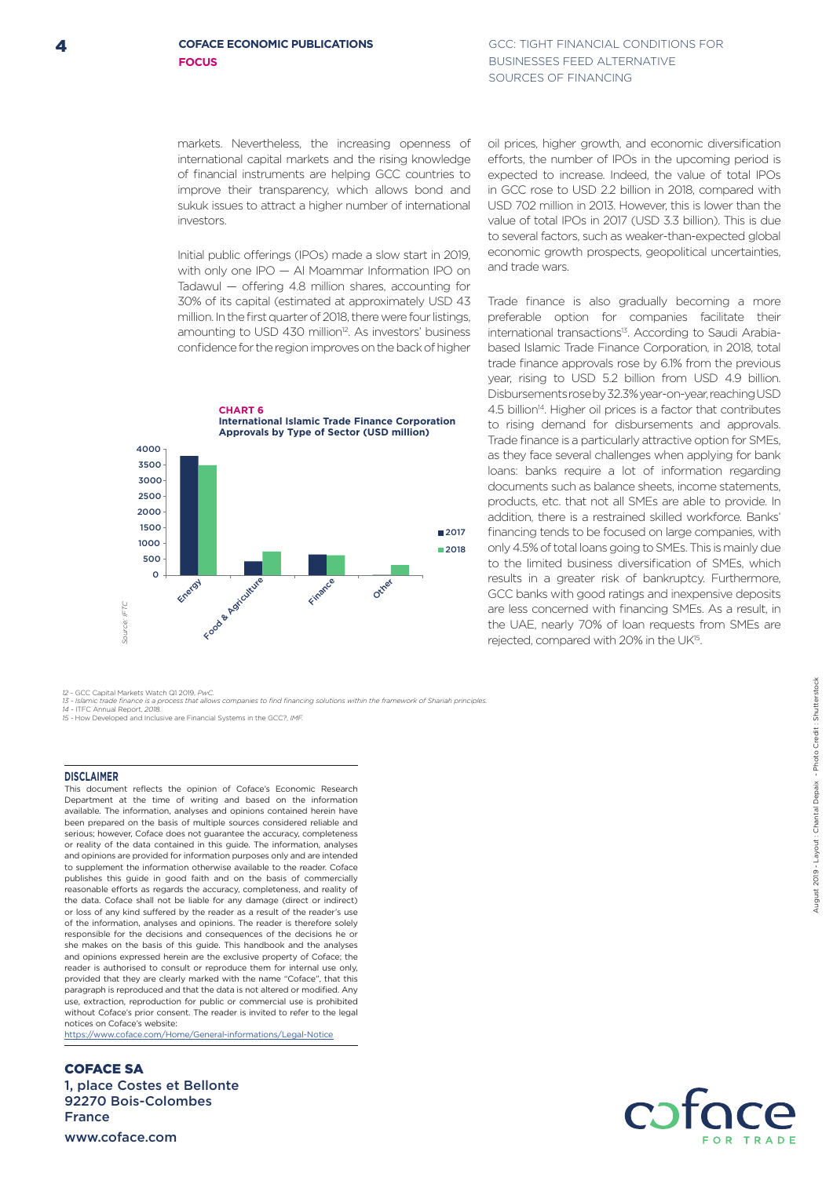markets. Nevertheless, the increasing openness of international capital markets and the rising knowledge of financial instruments are helping GCC countries to improve their transparency, which allows bond and sukuk issues to attract a higher number of international investors.

Initial public offerings (IPOs) made a slow start in 2019, with only one IPO — Al Moammar Information IPO on Tadawul — offering 4.8 million shares, accounting for 30% of its capital (estimated at approximately USD 43 million. In the first quarter of 2018, there were four listings, amounting to USD 430 million[12]. As investors' business confidence for the region improves on the back of higher oil prices, higher growth, and economic diversification efforts, the number of IPOs in the upcoming period is expected to increase. Indeed, the value of total IPOs in GCC rose to USD 2.2 billion in 2018, compared with USD 702 million in 2013. However, this is lower than the value of total IPOs in 2017 (USD 3.3 billion). This is due to several factors, such as weaker-than-expected global economic growth prospects, geopolitical uncertainties, and trade wars.

**CHART 6**
**International Islamic Trade Finance Corporation Approvals by Type of Sector (USD million)**

4000
3500
3000
2500
2000
1500
1000
500
0

Energy
Food & Agriculture
Finance
Other

2017
2018

*Source: IFTC*

Trade finance is also gradually becoming a more preferable option for companies facilitate their international transactions[13]. According to Saudi Arabia-based Islamic Trade Finance Corporation, in 2018, total trade finance approvals rose by 6.1% from the previous year, rising to USD 5.2 billion from USD 4.9 billion. Disbursements rose by 32.3% year-on-year, reaching USD 4.5 billion[14]. Higher oil prices is a factor that contributes to rising demand for disbursements and approvals. Trade finance is a particularly attractive option for SMEs, as they face several challenges when applying for bank loans: banks require a lot of information regarding documents such as balance sheets, income statements, products, etc. that not all SMEs are able to provide. In addition, there is a restrained skilled workforce. Banks' financing tends to be focused on large companies, with only 4.5% of total loans going to SMEs. This is mainly due to the limited business diversification of SMEs, which results in a greater risk of bankruptcy. Furthermore, GCC banks with good ratings and inexpensive deposits are less concerned with financing SMEs. As a result, in the UAE, nearly 70% of loan requests from SMEs are rejected, compared with 20% in the UK[15].

12 - GCC Capital Markets Watch Q1 2019, *PwC*.
13 - *Islamic trade finance is a process that allows companies to find financing solutions within the framework of Shariah principles.*
14 - ITFC Annual Report, *2018*.
15 - How Developed and Inclusive are Financial Systems in the GCC?, *IMF*.

## DISCLAIMER

This document reflects the opinion of Coface's Economic Research Department at the time of writing and based on the information available. The information, analyses and opinions contained herein have been prepared on the basis of multiple sources considered reliable and serious; however, Coface does not guarantee the accuracy, completeness or reality of the data contained in this guide. The information, analyses and opinions are provided for information purposes only and are intended to supplement the information otherwise available to the reader. Coface publishes this guide in good faith and on the basis of commercially reasonable efforts as regards the accuracy, completeness, and reality of the data. Coface shall not be liable for any damage (direct or indirect) or loss of any kind suffered by the reader as a result of the reader's use of the information, analyses and opinions. The reader is therefore solely responsible for the decisions and consequences of the decisions he or she makes on the basis of this guide. This handbook and the analyses and opinions expressed herein are the exclusive property of Coface; the reader is authorised to consult or reproduce them for internal use only, provided that they are clearly marked with the name "Coface", that this paragraph is reproduced and that the data is not altered or modified. Any use, extraction, reproduction for public or commercial use is prohibited without Coface's prior consent. The reader is invited to refer to the legal notices on Coface's website:
https://www.coface.com/Home/General-informations/Legal-Notice

**COFACE SA**
1, place Costes et Bellonte
92270 Bois-Colombes
France

www.coface.com

August 2019 - Layout : Chantal Depaix - Photo Credit : Shutterstock